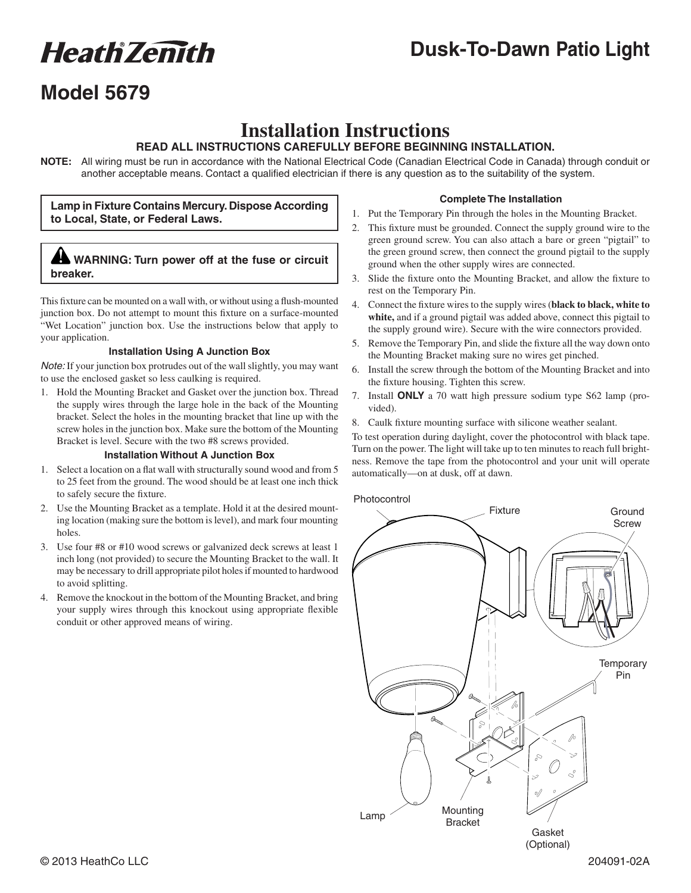# Heath Zenith

# Dusk-To-Dawn Patio Light

## Model 5679

# Installation Instructions

**READ ALL INSTRUCTIONS CAREFULLY BEFORE BEGINNING INSTALLATION.**

**NOTE:** All wiring must be run in accordance with the National Electrical Code (Canadian Electrical Code in Canada) through conduit or another acceptable means. Contact a qualified electrician if there is any question as to the suitability of the system.

**Lamp in Fixture Contains Mercury. Dispose According to Local, State, or Federal Laws.**

**⚠ WARNING: Turn power off at the fuse or circuit breaker.**

This fixture can be mounted on a wall with, or without using a flush-mounted junction box. Do not attempt to mount this fixture on a surface-mounted "Wet Location" junction box. Use the instructions below that apply to your application.

### Installation Using A Junction Box

*Note:* If your junction box protrudes out of the wall slightly, you may want to use the enclosed gasket so less caulking is required.

1. Hold the Mounting Bracket and Gasket over the junction box. Thread the supply wires through the large hole in the back of the Mounting bracket. Select the holes in the mounting bracket that line up with the screw holes in the junction box. Make sure the bottom of the Mounting Bracket is level. Secure with the two #8 screws provided.

### Installation Without A Junction Box

1. Select a location on a flat wall with structurally sound wood and from 5 to 25 feet from the ground. The wood should be at least one inch thick to safely secure the fixture.
2. Use the Mounting Bracket as a template. Hold it at the desired mounting location (making sure the bottom is level), and mark four mounting holes.
3. Use four #8 or #10 wood screws or galvanized deck screws at least 1 inch long (not provided) to secure the Mounting Bracket to the wall. It may be necessary to drill appropriate pilot holes if mounted to hardwood to avoid splitting.
4. Remove the knockout in the bottom of the Mounting Bracket, and bring your supply wires through this knockout using appropriate flexible conduit or other approved means of wiring.

### Complete The Installation

1. Put the Temporary Pin through the holes in the Mounting Bracket.
2. This fixture must be grounded. Connect the supply ground wire to the green ground screw. You can also attach a bare or green "pigtail" to the green ground screw, then connect the ground pigtail to the supply ground when the other supply wires are connected.
3. Slide the fixture onto the Mounting Bracket, and allow the fixture to rest on the Temporary Pin.
4. Connect the fixture wires to the supply wires (**black to black, white to white,** and if a ground pigtail was added above, connect this pigtail to the supply ground wire). Secure with the wire connectors provided.
5. Remove the Temporary Pin, and slide the fixture all the way down onto the Mounting Bracket making sure no wires get pinched.
6. Install the screw through the bottom of the Mounting Bracket and into the fixture housing. Tighten this screw.
7. Install **ONLY** a 70 watt high pressure sodium type S62 lamp (provided).
8. Caulk fixture mounting surface with silicone weather sealant.

To test operation during daylight, cover the photocontrol with black tape. Turn on the power. The light will take up to ten minutes to reach full brightness. Remove the tape from the photocontrol and your unit will operate automatically—on at dusk, off at dawn.

Photocontrol, Fixture, Ground Screw, Temporary Pin, Lamp, Mounting Bracket, Gasket (Optional)

© 2013 HeathCo LLC 204091-02A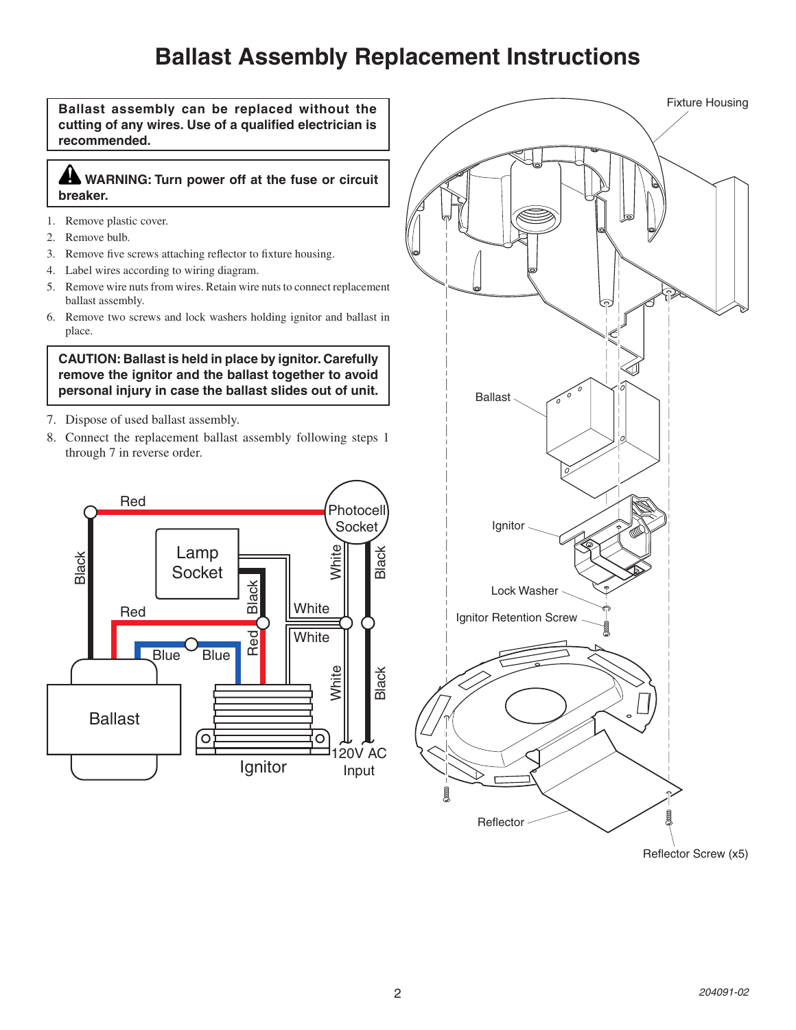# Ballast Assembly Replacement Instructions

**Ballast assembly can be replaced without the cutting of any wires. Use of a qualified electrician is recommended.**

**⚠ WARNING: Turn power off at the fuse or circuit breaker.**

1. Remove plastic cover.
2. Remove bulb.
3. Remove five screws attaching reflector to fixture housing.
4. Label wires according to wiring diagram.
5. Remove wire nuts from wires. Retain wire nuts to connect replacement ballast assembly.
6. Remove two screws and lock washers holding ignitor and ballast in place.

**CAUTION: Ballast is held in place by ignitor. Carefully remove the ignitor and the ballast together to avoid personal injury in case the ballast slides out of unit.**

7. Dispose of used ballast assembly.
8. Connect the replacement ballast assembly following steps 1 through 7 in reverse order.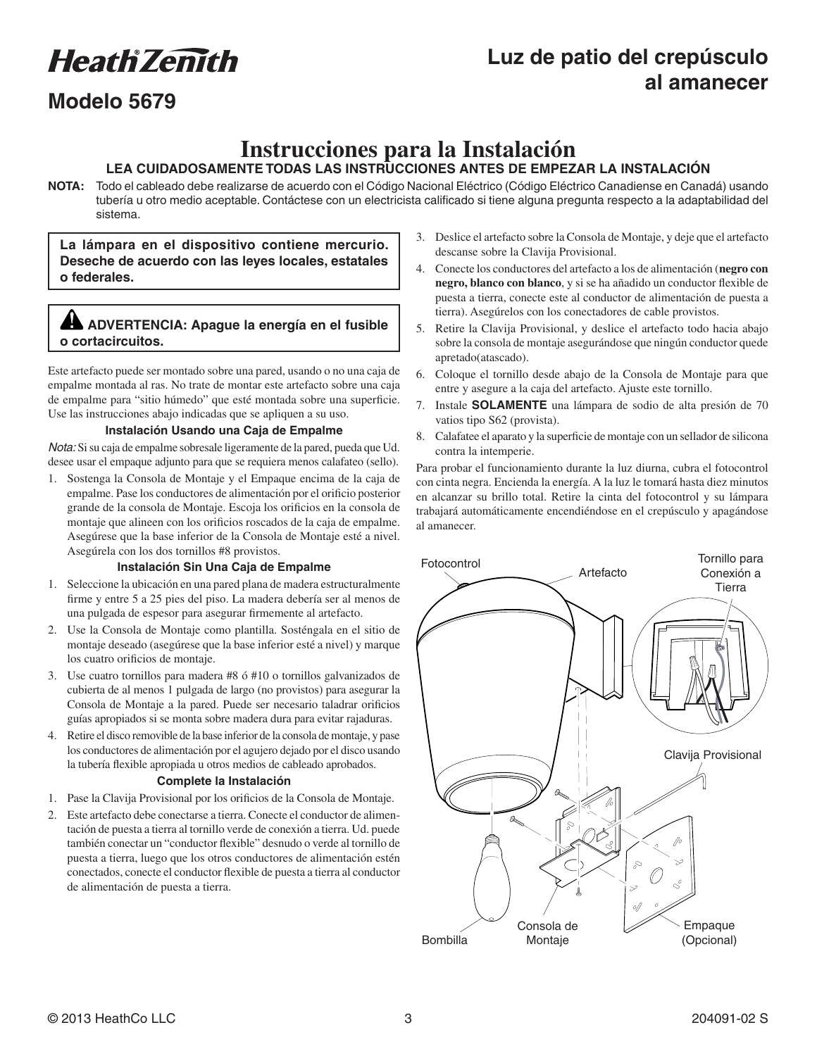# Heath Zenith

## Modelo 5679

## Luz de patio del crepúsculo al amanecer

# Instrucciones para la Instalación

**LEA CUIDADOSAMENTE TODAS LAS INSTRUCCIONES ANTES DE EMPEZAR LA INSTALACIÓN**

**NOTA:** Todo el cableado debe realizarse de acuerdo con el Código Nacional Eléctrico (Código Eléctrico Canadiense en Canadá) usando tubería u otro medio aceptable. Contáctese con un electricista calificado si tiene alguna pregunta respecto a la adaptabilidad del sistema.

**La lámpara en el dispositivo contiene mercurio. Deseche de acuerdo con las leyes locales, estatales o federales.**

**⚠ ADVERTENCIA: Apague la energía en el fusible o cortacircuitos.**

Este artefacto puede ser montado sobre una pared, usando o no una caja de empalme montada al ras. No trate de montar este artefacto sobre una caja de empalme para "sitio húmedo" que esté montada sobre una superficie. Use las instrucciones abajo indicadas que se apliquen a su uso.

### Instalación Usando una Caja de Empalme

*Nota:* Si su caja de empalme sobresale ligeramente de la pared, pueda que Ud. desee usar el empaque adjunto para que se requiera menos calafateo (sello).

1. Sostenga la Consola de Montaje y el Empaque encima de la caja de empalme. Pase los conductores de alimentación por el orificio posterior grande de la consola de Montaje. Escoja los orificios en la consola de montaje que alineen con los orificios roscados de la caja de empalme. Asegúrese que la base inferior de la Consola de Montaje esté a nivel. Asegúrela con los dos tornillos #8 provistos.

### Instalación Sin Una Caja de Empalme

1. Seleccione la ubicación en una pared plana de madera estructuralmente firme y entre 5 a 25 pies del piso. La madera debería ser al menos de una pulgada de espesor para asegurar firmemente al artefacto.
2. Use la Consola de Montaje como plantilla. Sosténgala en el sitio de montaje deseado (asegúrese que la base inferior esté a nivel) y marque los cuatro orificios de montaje.
3. Use cuatro tornillos para madera #8 ó #10 o tornillos galvanizados de cubierta de al menos 1 pulgada de largo (no provistos) para asegurar la Consola de Montaje a la pared. Puede ser necesario taladrar orificios guías apropiados si se monta sobre madera dura para evitar rajaduras.
4. Retire el disco removible de la base inferior de la consola de montaje, y pase los conductores de alimentación por el agujero dejado por el disco usando la tubería flexible apropiada u otros medios de cableado aprobados.

### Complete la Instalación

1. Pase la Clavija Provisional por los orificios de la Consola de Montaje.
2. Este artefacto debe conectarse a tierra. Conecte el conductor de alimentación de puesta a tierra al tornillo verde de conexión a tierra. Ud. puede también conectar un "conductor flexible" desnudo o verde al tornillo de puesta a tierra, luego que los otros conductores de alimentación estén conectados, conecte el conductor flexible de puesta a tierra al conductor de alimentación de puesta a tierra.
3. Deslice el artefacto sobre la Consola de Montaje, y deje que el artefacto descanse sobre la Clavija Provisional.
4. Conecte los conductores del artefacto a los de alimentación (**negro con negro, blanco con blanco**, y si se ha añadido un conductor flexible de puesta a tierra, conecte este al conductor de alimentación de puesta a tierra). Asegúrelos con los conectadores de cable provistos.
5. Retire la Clavija Provisional, y deslice el artefacto todo hacia abajo sobre la consola de montaje asegurándose que ningún conductor quede apretado(atascado).
6. Coloque el tornillo desde abajo de la Consola de Montaje para que entre y asegure a la caja del artefacto. Ajuste este tornillo.
7. Instale **SOLAMENTE** una lámpara de sodio de alta presión de 70 vatios tipo S62 (provista).
8. Calafatee el aparato y la superficie de montaje con un sellador de silicona contra la intemperie.

Para probar el funcionamiento durante la luz diurna, cubra el fotocontrol con cinta negra. Encienda la energía. A la luz le tomará hasta diez minutos en alcanzar su brillo total. Retire la cinta del fotocontrol y su lámpara trabajará automáticamente encendiéndose en el crepúsculo y apagándose al amanecer.

Fotocontrol — Artefacto — Tornillo para Conexión a Tierra — Clavija Provisional — Bombilla — Consola de Montaje — Empaque (Opcional)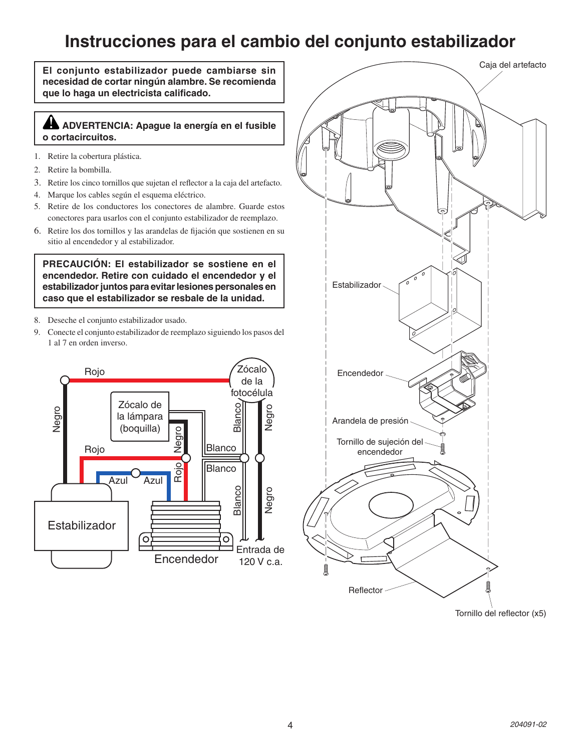# Instrucciones para el cambio del conjunto estabilizador

**El conjunto estabilizador puede cambiarse sin necesidad de cortar ningún alambre. Se recomienda que lo haga un electricista calificado.**

**⚠ ADVERTENCIA: Apague la energía en el fusible o cortacircuitos.**

1. Retire la cobertura plástica.
2. Retire la bombilla.
3. Retire los cinco tornillos que sujetan el reflector a la caja del artefacto.
4. Marque los cables según el esquema eléctrico.
5. Retire de los conductores los conectores de alambre. Guarde estos conectores para usarlos con el conjunto estabilizador de reemplazo.
6. Retire los dos tornillos y las arandelas de fijación que sostienen en su sitio al encendedor y al estabilizador.

**PRECAUCIÓN: El estabilizador se sostiene en el encendedor. Retire con cuidado el encendedor y el estabilizador juntos para evitar lesiones personales en caso que el estabilizador se resbale de la unidad.**

8. Deseche el conjunto estabilizador usado.
9. Conecte el conjunto estabilizador de reemplazo siguiendo los pasos del 1 al 7 en orden inverso.

Rojo, Negro, Zócalo de la fotocélula, Zócalo de la lámpara (boquilla), Negro, Blanco, Negro, Rojo, Blanco, Rojo, Blanco, Azul, Azul, Blanco, Negro, Estabilizador, Encendedor, Entrada de 120 V c.a.

Caja del artefacto, Estabilizador, Encendedor, Arandela de presión, Tornillo de sujeción del encendedor, Reflector, Tornillo del reflector (x5)

204091-02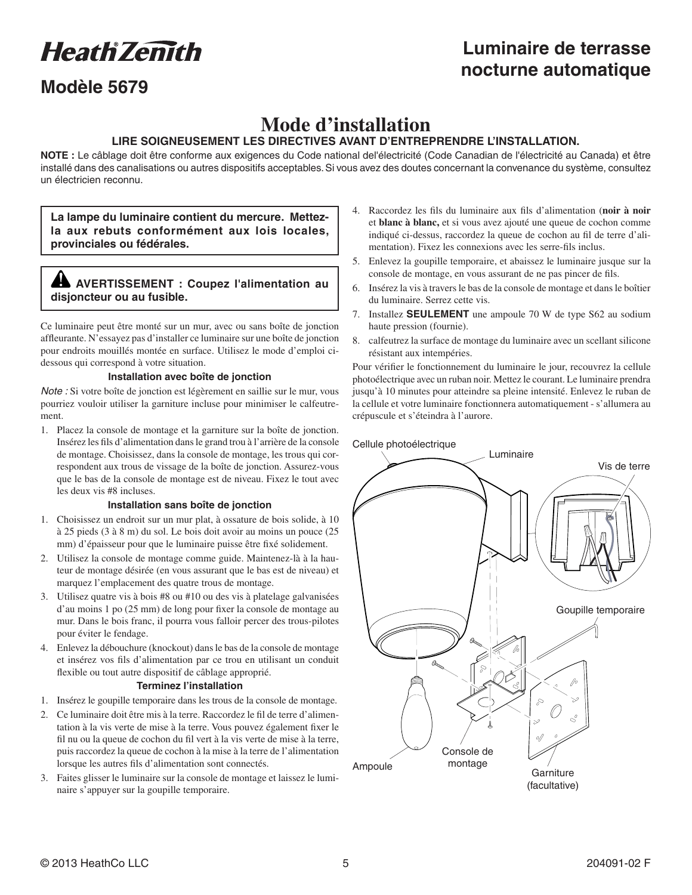# Heath Zenith

## Modèle 5679

## Luminaire de terrasse nocturne automatique

# Mode d'installation

**LIRE SOIGNEUSEMENT LES DIRECTIVES AVANT D'ENTREPRENDRE L'INSTALLATION.**

**NOTE :** Le câblage doit être conforme aux exigences du Code national del'électricité (Code Canadian de l'électricité au Canada) et être installé dans des canalisations ou autres dispositifs acceptables. Si vous avez des doutes concernant la convenance du système, consultez un électricien reconnu.

**La lampe du luminaire contient du mercure. Mettez-la aux rebuts conformément aux lois locales, provinciales ou fédérales.**

**⚠ AVERTISSEMENT : Coupez l'alimentation au disjoncteur ou au fusible.**

Ce luminaire peut être monté sur un mur, avec ou sans boîte de jonction affleurante. N'essayez pas d'installer ce luminaire sur une boîte de jonction pour endroits mouillés montée en surface. Utilisez le mode d'emploi ci-dessous qui correspond à votre situation.

### Installation avec boîte de jonction

*Note :* Si votre boîte de jonction est légèrement en saillie sur le mur, vous pourriez vouloir utiliser la garniture incluse pour minimiser le calfeutrement.

1. Placez la console de montage et la garniture sur la boîte de jonction. Insérez les fils d'alimentation dans le grand trou à l'arrière de la console de montage. Choisissez, dans la console de montage, les trous qui correspondent aux trous de vissage de la boîte de jonction. Assurez-vous que le bas de la console de montage est de niveau. Fixez le tout avec les deux vis #8 incluses.

### Installation sans boîte de jonction

1. Choisissez un endroit sur un mur plat, à ossature de bois solide, à 10 à 25 pieds (3 à 8 m) du sol. Le bois doit avoir au moins un pouce (25 mm) d'épaisseur pour que le luminaire puisse être fixé solidement.
2. Utilisez la console de montage comme guide. Maintenez-là à la hauteur de montage désirée (en vous assurant que le bas est de niveau) et marquez l'emplacement des quatre trous de montage.
3. Utilisez quatre vis à bois #8 ou #10 ou des vis à platelage galvanisées d'au moins 1 po (25 mm) de long pour fixer la console de montage au mur. Dans le bois franc, il pourra vous falloir percer des trous-pilotes pour éviter le fendage.
4. Enlevez la débouchure (knockout) dans le bas de la console de montage et insérez vos fils d'alimentation par ce trou en utilisant un conduit flexible ou tout autre dispositif de câblage approprié.

### Terminez l'installation

1. Insérez le goupille temporaire dans les trous de la console de montage.
2. Ce luminaire doit être mis à la terre. Raccordez le fil de terre d'alimentation à la vis verte de mise à la terre. Vous pouvez également fixer le fil nu ou la queue de cochon du fil vert à la vis verte de mise à la terre, puis raccordez la queue de cochon à la mise à la terre de l'alimentation lorsque les autres fils d'alimentation sont connectés.
3. Faites glisser le luminaire sur la console de montage et laissez le luminaire s'appuyer sur la goupille temporaire.
4. Raccordez les fils du luminaire aux fils d'alimentation (**noir à noir** et **blanc à blanc,** et si vous avez ajouté une queue de cochon comme indiqué ci-dessus, raccordez la queue de cochon au fil de terre d'alimentation). Fixez les connexions avec les serre-fils inclus.
5. Enlevez la goupille temporaire, et abaissez le luminaire jusque sur la console de montage, en vous assurant de ne pas pincer de fils.
6. Insérez la vis à travers le bas de la console de montage et dans le boîtier du luminaire. Serrez cette vis.
7. Installez **SEULEMENT** une ampoule 70 W de type S62 au sodium haute pression (fournie).
8. calfeutrez la surface de montage du luminaire avec un scellant silicone résistant aux intempéries.

Pour vérifier le fonctionnement du luminaire le jour, recouvrez la cellule photoélectrique avec un ruban noir. Mettez le courant. Le luminaire prendra jusqu'à 10 minutes pour atteindre sa pleine intensité. Enlevez le ruban de la cellule et votre luminaire fonctionnera automatiquement - s'allumera au crépuscule et s'éteindra à l'aurore.

Cellule photoélectrique · Luminaire · Vis de terre · Goupille temporaire · Ampoule · Console de montage · Garniture (facultative)

© 2013 HeathCo LLC — 204091-02 F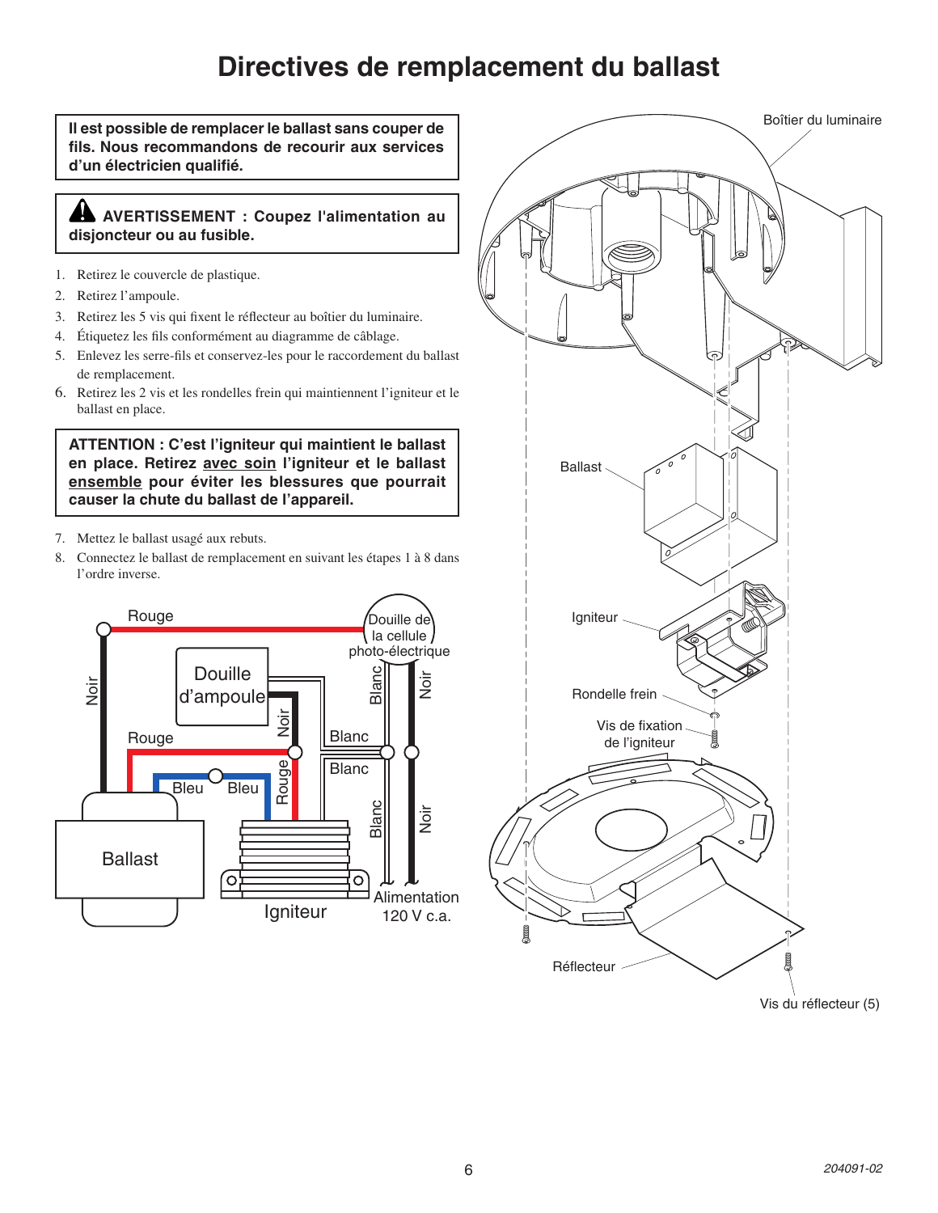# Directives de remplacement du ballast

**Il est possible de remplacer le ballast sans couper de fils. Nous recommandons de recourir aux services d'un électricien qualifié.**

**⚠ AVERTISSEMENT : Coupez l'alimentation au disjoncteur ou au fusible.**

1. Retirez le couvercle de plastique.
2. Retirez l'ampoule.
3. Retirez les 5 vis qui fixent le réflecteur au boîtier du luminaire.
4. Étiquetez les fils conformément au diagramme de câblage.
5. Enlevez les serre-fils et conservez-les pour le raccordement du ballast de remplacement.
6. Retirez les 2 vis et les rondelles frein qui maintiennent l'igniteur et le ballast en place.

**ATTENTION : C'est l'igniteur qui maintient le ballast en place. Retirez avec soin l'igniteur et le ballast ensemble pour éviter les blessures que pourrait causer la chute du ballast de l'appareil.**

7. Mettez le ballast usagé aux rebuts.
8. Connectez le ballast de remplacement en suivant les étapes 1 à 8 dans l'ordre inverse.

Rouge, Noir, Douille d'ampoule, Noir, Rouge, Bleu, Bleu, Rouge, Ballast, Igniteur, Douille de la cellule photo-électrique, Blanc, Noir, Blanc, Blanc, Blanc, Noir, Alimentation 120 V c.a.

Boîtier du luminaire, Ballast, Igniteur, Rondelle frein, Vis de fixation de l'igniteur, Réflecteur, Vis du réflecteur (5)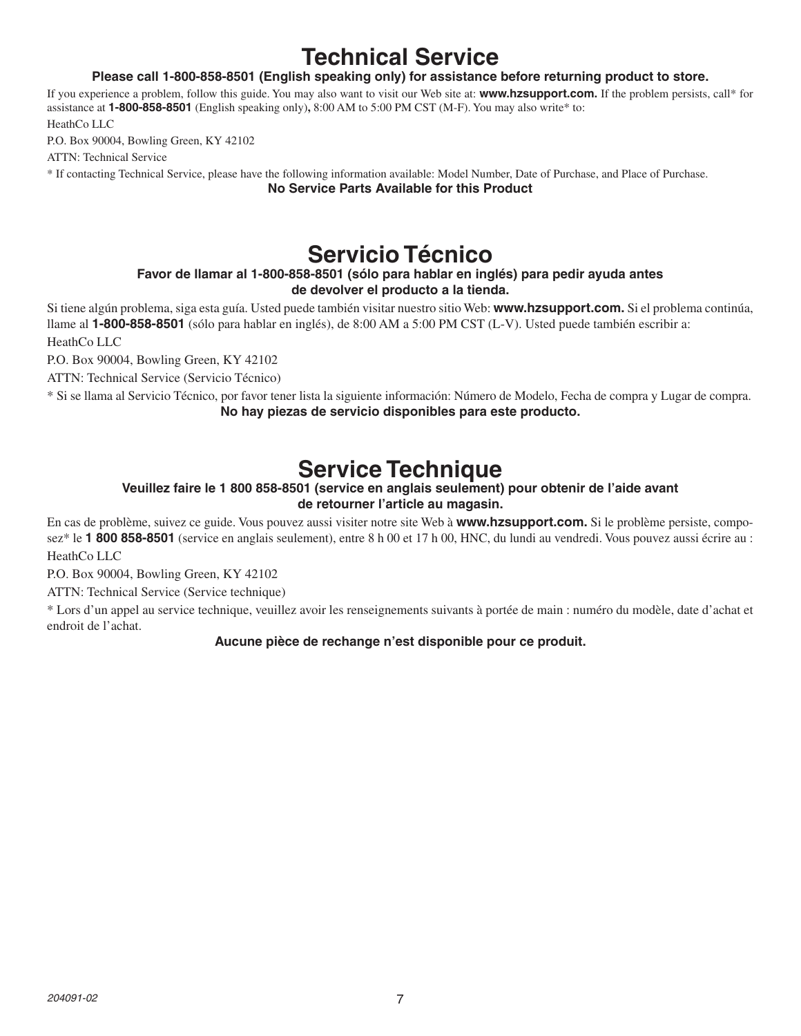# Technical Service

**Please call 1-800-858-8501 (English speaking only) for assistance before returning product to store.**

If you experience a problem, follow this guide. You may also want to visit our Web site at: **www.hzsupport.com.** If the problem persists, call* for assistance at **1-800-858-8501** (English speaking only)**,** 8:00 AM to 5:00 PM CST (M-F). You may also write* to:

HeathCo LLC

P.O. Box 90004, Bowling Green, KY 42102

ATTN: Technical Service

* If contacting Technical Service, please have the following information available: Model Number, Date of Purchase, and Place of Purchase.

**No Service Parts Available for this Product**

# Servicio Técnico

**Favor de llamar al 1-800-858-8501 (sólo para hablar en inglés) para pedir ayuda antes de devolver el producto a la tienda.**

Si tiene algún problema, siga esta guía. Usted puede también visitar nuestro sitio Web: **www.hzsupport.com.** Si el problema continúa, llame al **1-800-858-8501** (sólo para hablar en inglés), de 8:00 AM a 5:00 PM CST (L-V). Usted puede también escribir a:

HeathCo LLC

P.O. Box 90004, Bowling Green, KY 42102

ATTN: Technical Service (Servicio Técnico)

* Si se llama al Servicio Técnico, por favor tener lista la siguiente información: Número de Modelo, Fecha de compra y Lugar de compra.

**No hay piezas de servicio disponibles para este producto.**

# Service Technique

**Veuillez faire le 1 800 858-8501 (service en anglais seulement) pour obtenir de l'aide avant de retourner l'article au magasin.**

En cas de problème, suivez ce guide. Vous pouvez aussi visiter notre site Web à **www.hzsupport.com.** Si le problème persiste, composez* le **1 800 858-8501** (service en anglais seulement), entre 8 h 00 et 17 h 00, HNC, du lundi au vendredi. Vous pouvez aussi écrire au :

HeathCo LLC

P.O. Box 90004, Bowling Green, KY 42102

ATTN: Technical Service (Service technique)

* Lors d'un appel au service technique, veuillez avoir les renseignements suivants à portée de main : numéro du modèle, date d'achat et endroit de l'achat.

**Aucune pièce de rechange n'est disponible pour ce produit.**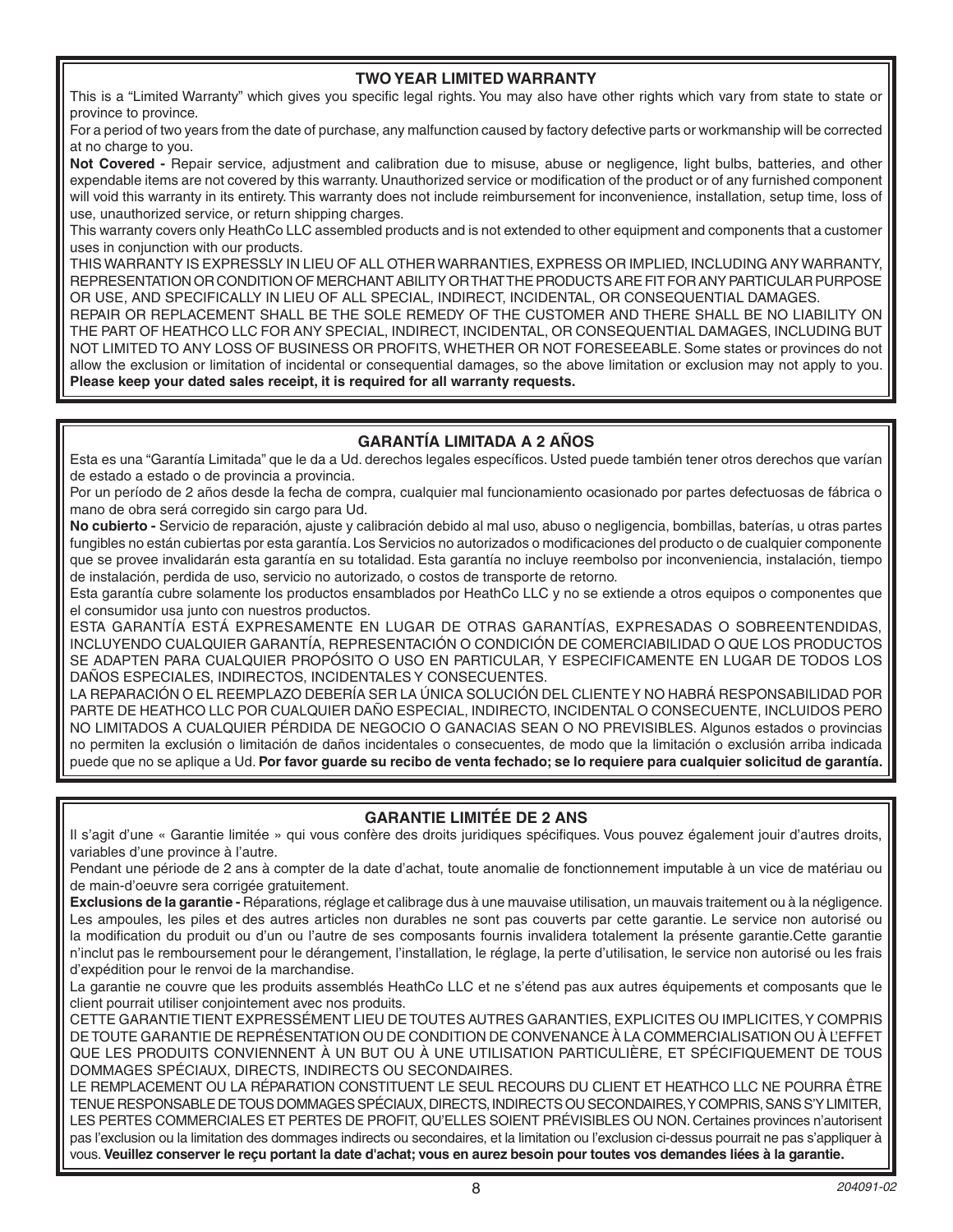## TWO YEAR LIMITED WARRANTY

This is a “Limited Warranty” which gives you specific legal rights. You may also have other rights which vary from state to state or province to province.

For a period of two years from the date of purchase, any malfunction caused by factory defective parts or workmanship will be corrected at no charge to you.

**Not Covered -** Repair service, adjustment and calibration due to misuse, abuse or negligence, light bulbs, batteries, and other expendable items are not covered by this warranty. Unauthorized service or modification of the product or of any furnished component will void this warranty in its entirety. This warranty does not include reimbursement for inconvenience, installation, setup time, loss of use, unauthorized service, or return shipping charges.

This warranty covers only HeathCo LLC assembled products and is not extended to other equipment and components that a customer uses in conjunction with our products.

THIS WARRANTY IS EXPRESSLY IN LIEU OF ALL OTHER WARRANTIES, EXPRESS OR IMPLIED, INCLUDING ANY WARRANTY, REPRESENTATION OR CONDITION OF MERCHANT ABILITY OR THAT THE PRODUCTS ARE FIT FOR ANY PARTICULAR PURPOSE OR USE, AND SPECIFICALLY IN LIEU OF ALL SPECIAL, INDIRECT, INCIDENTAL, OR CONSEQUENTIAL DAMAGES.

REPAIR OR REPLACEMENT SHALL BE THE SOLE REMEDY OF THE CUSTOMER AND THERE SHALL BE NO LIABILITY ON THE PART OF HEATHCO LLC FOR ANY SPECIAL, INDIRECT, INCIDENTAL, OR CONSEQUENTIAL DAMAGES, INCLUDING BUT NOT LIMITED TO ANY LOSS OF BUSINESS OR PROFITS, WHETHER OR NOT FORESEEABLE. Some states or provinces do not allow the exclusion or limitation of incidental or consequential damages, so the above limitation or exclusion may not apply to you. **Please keep your dated sales receipt, it is required for all warranty requests.**

## GARANTÍA LIMITADA A 2 AÑOS

Esta es una “Garantía Limitada” que le da a Ud. derechos legales específicos. Usted puede también tener otros derechos que varían de estado a estado o de provincia a provincia.

Por un período de 2 años desde la fecha de compra, cualquier mal funcionamiento ocasionado por partes defectuosas de fábrica o mano de obra será corregido sin cargo para Ud.

**No cubierto -** Servicio de reparación, ajuste y calibración debido al mal uso, abuso o negligencia, bombillas, baterías, u otras partes fungibles no están cubiertas por esta garantía. Los Servicios no autorizados o modificaciones del producto o de cualquier componente que se provee invalidarán esta garantía en su totalidad. Esta garantía no incluye reembolso por inconveniencia, instalación, tiempo de instalación, perdida de uso, servicio no autorizado, o costos de transporte de retorno.

Esta garantía cubre solamente los productos ensamblados por HeathCo LLC y no se extiende a otros equipos o componentes que el consumidor usa junto con nuestros productos.

ESTA GARANTÍA ESTÁ EXPRESAMENTE EN LUGAR DE OTRAS GARANTÍAS, EXPRESADAS O SOBREENTENDIDAS, INCLUYENDO CUALQUIER GARANTÍA, REPRESENTACIÓN O CONDICIÓN DE COMERCIABILIDAD O QUE LOS PRODUCTOS SE ADAPTEN PARA CUALQUIER PROPÓSITO O USO EN PARTICULAR, Y ESPECIFICAMENTE EN LUGAR DE TODOS LOS DAÑOS ESPECIALES, INDIRECTOS, INCIDENTALES Y CONSECUENTES.

LA REPARACIÓN O EL REEMPLAZO DEBERÍA SER LA ÚNICA SOLUCIÓN DEL CLIENTE Y NO HABRÁ RESPONSABILIDAD POR PARTE DE HEATHCO LLC POR CUALQUIER DAÑO ESPECIAL, INDIRECTO, INCIDENTAL O CONSECUENTE, INCLUIDOS PERO NO LIMITADOS A CUALQUIER PÉRDIDA DE NEGOCIO O GANACIAS SEAN O NO PREVISIBLES. Algunos estados o provincias no permiten la exclusión o limitación de daños incidentales o consecuentes, de modo que la limitación o exclusión arriba indicada puede que no se aplique a Ud. **Por favor guarde su recibo de venta fechado; se lo requiere para cualquier solicitud de garantía.**

## GARANTIE LIMITÉE DE 2 ANS

Il s’agit d’une « Garantie limitée » qui vous confère des droits juridiques spécifiques. Vous pouvez également jouir d’autres droits, variables d’une province à l’autre.

Pendant une période de 2 ans à compter de la date d’achat, toute anomalie de fonctionnement imputable à un vice de matériau ou de main-d’oeuvre sera corrigée gratuitement.

**Exclusions de la garantie -** Réparations, réglage et calibrage dus à une mauvaise utilisation, un mauvais traitement ou à la négligence. Les ampoules, les piles et des autres articles non durables ne sont pas couverts par cette garantie. Le service non autorisé ou la modification du produit ou d’un ou l’autre de ses composants fournis invalidera totalement la présente garantie.Cette garantie n’inclut pas le remboursement pour le dérangement, l’installation, le réglage, la perte d’utilisation, le service non autorisé ou les frais d’expédition pour le renvoi de la marchandise.

La garantie ne couvre que les produits assemblés HeathCo LLC et ne s’étend pas aux autres équipements et composants que le client pourrait utiliser conjointement avec nos produits.

CETTE GARANTIE TIENT EXPRESSÉMENT LIEU DE TOUTES AUTRES GARANTIES, EXPLICITES OU IMPLICITES, Y COMPRIS DE TOUTE GARANTIE DE REPRÉSENTATION OU DE CONDITION DE CONVENANCE À LA COMMERCIALISATION OU À L’EFFET QUE LES PRODUITS CONVIENNENT À UN BUT OU À UNE UTILISATION PARTICULIÈRE, ET SPÉCIFIQUEMENT DE TOUS DOMMAGES SPÉCIAUX, DIRECTS, INDIRECTS OU SECONDAIRES.

LE REMPLACEMENT OU LA RÉPARATION CONSTITUENT LE SEUL RECOURS DU CLIENT ET HEATHCO LLC NE POURRA ÊTRE TENUE RESPONSABLE DE TOUS DOMMAGES SPÉCIAUX, DIRECTS, INDIRECTS OU SECONDAIRES, Y COMPRIS, SANS S’Y LIMITER, LES PERTES COMMERCIALES ET PERTES DE PROFIT, QU’ELLES SOIENT PRÉVISIBLES OU NON. Certaines provinces n’autorisent pas l’exclusion ou la limitation des dommages indirects ou secondaires, et la limitation ou l’exclusion ci-dessus pourrait ne pas s’appliquer à vous. **Veuillez conserver le reçu portant la date d'achat; vous en aurez besoin pour toutes vos demandes liées à la garantie.**

204091-02